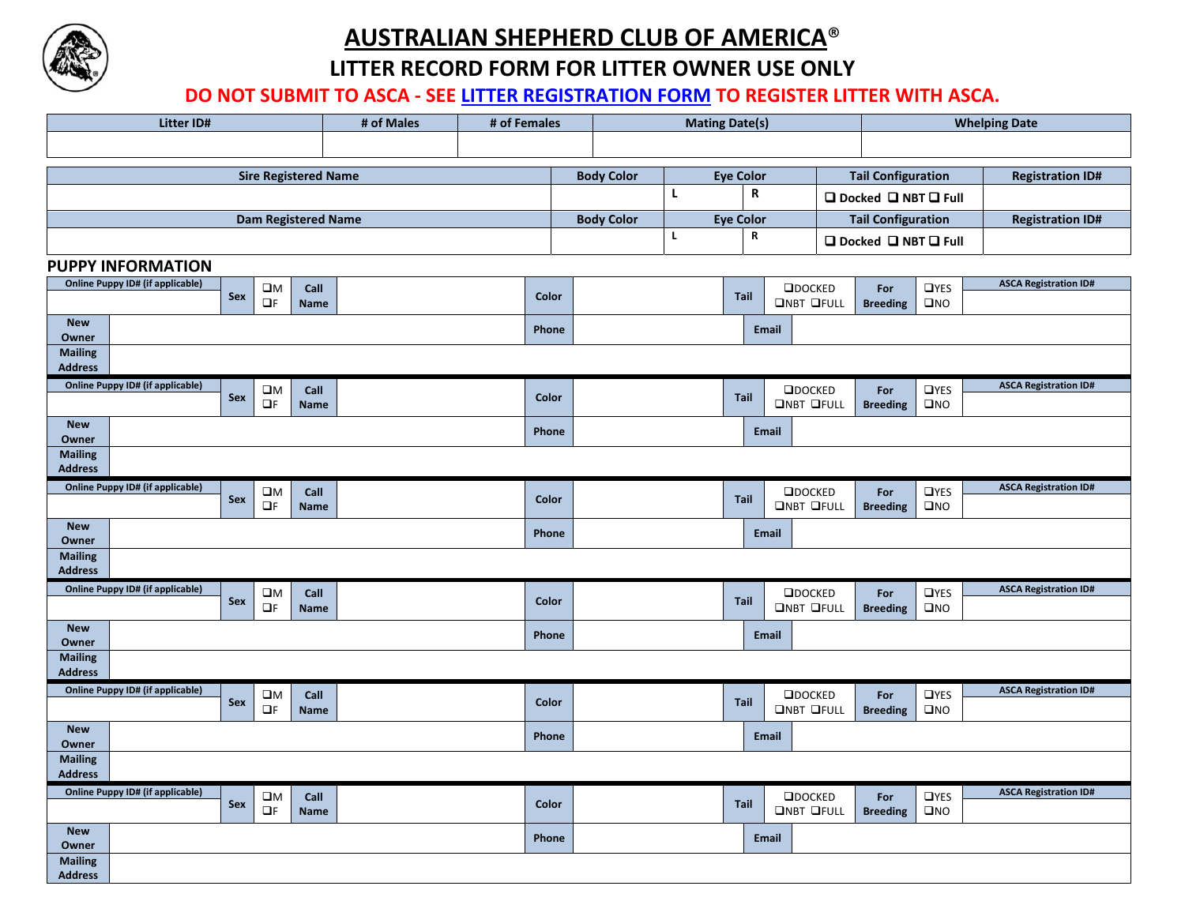# AUSTRALIAN SHEPHERD CLUB OF AMERICA®

## LITTER RECORD FORM FOR LITTER OWNER USE ONLY

**DO NOT SUBMIT TO ASCA - SEE LITTER REGISTRATION FORM TO REGISTER LITTER WITH ASCA.**

| Litter ID# | # of Males | # of Females | Mating Date(s) | Whelping Date |
|---|---|---|---|---|
| | | | | |

| Sire Registered Name | Body Color | Eye Color | | Tail Configuration | Registration ID# |
|---|---|---|---|---|---|
| | | L | R | ❑ Docked ❑ NBT ❑ Full | |
| **Dam Registered Name** | **Body Color** | **Eye Color** | | **Tail Configuration** | **Registration ID#** |
| | | L | R | ❑ Docked ❑ NBT ❑ Full | |

## PUPPY INFORMATION

| Online Puppy ID# (if applicable) | Sex | | Call Name | | Color | | Tail | | For Breeding | | ASCA Registration ID# |
|---|---|---|---|---|---|---|---|---|---|---|---|
| | | ❑M ❑F | | | | | | ❑DOCKED ❑NBT ❑FULL | | ❑YES ❑NO | |
| New Owner | | | | | Phone | | Email | | | | |
| Mailing Address | | | | | | | | | | | |

| Online Puppy ID# (if applicable) | Sex | | Call Name | | Color | | Tail | | For Breeding | | ASCA Registration ID# |
|---|---|---|---|---|---|---|---|---|---|---|---|
| | | ❑M ❑F | | | | | | ❑DOCKED ❑NBT ❑FULL | | ❑YES ❑NO | |
| New Owner | | | | | Phone | | Email | | | | |
| Mailing Address | | | | | | | | | | | |

| Online Puppy ID# (if applicable) | Sex | | Call Name | | Color | | Tail | | For Breeding | | ASCA Registration ID# |
|---|---|---|---|---|---|---|---|---|---|---|---|
| | | ❑M ❑F | | | | | | ❑DOCKED ❑NBT ❑FULL | | ❑YES ❑NO | |
| New Owner | | | | | Phone | | Email | | | | |
| Mailing Address | | | | | | | | | | | |

| Online Puppy ID# (if applicable) | Sex | | Call Name | | Color | | Tail | | For Breeding | | ASCA Registration ID# |
|---|---|---|---|---|---|---|---|---|---|---|---|
| | | ❑M ❑F | | | | | | ❑DOCKED ❑NBT ❑FULL | | ❑YES ❑NO | |
| New Owner | | | | | Phone | | Email | | | | |
| Mailing Address | | | | | | | | | | | |

| Online Puppy ID# (if applicable) | Sex | | Call Name | | Color | | Tail | | For Breeding | | ASCA Registration ID# |
|---|---|---|---|---|---|---|---|---|---|---|---|
| | | ❑M ❑F | | | | | | ❑DOCKED ❑NBT ❑FULL | | ❑YES ❑NO | |
| New Owner | | | | | Phone | | Email | | | | |
| Mailing Address | | | | | | | | | | | |

| Online Puppy ID# (if applicable) | Sex | | Call Name | | Color | | Tail | | For Breeding | | ASCA Registration ID# |
|---|---|---|---|---|---|---|---|---|---|---|---|
| | | ❑M ❑F | | | | | | ❑DOCKED ❑NBT ❑FULL | | ❑YES ❑NO | |
| New Owner | | | | | Phone | | Email | | | | |
| Mailing Address | | | | | | | | | | | |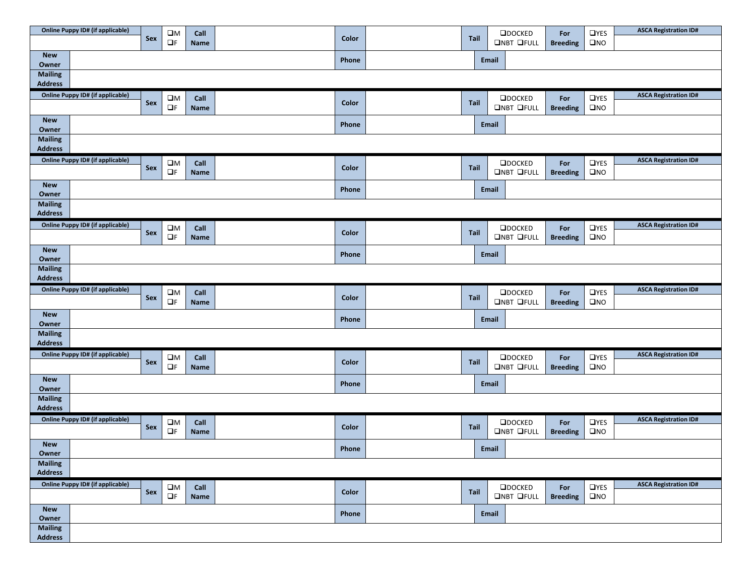| Online Puppy ID# (if applicable) | Sex | ❑M ❑F | Call Name | | Color | | Tail | ❑DOCKED ❑NBT ❑FULL | For Breeding | ❑YES ❑NO | ASCA Registration ID# |
|---|---|---|---|---|---|---|---|---|---|---|---|
| New Owner | | | | | Phone | | Email | | | | |
| Mailing Address | | | | | | | | | | | |

| Online Puppy ID# (if applicable) | Sex | ❑M ❑F | Call Name | | Color | | Tail | ❑DOCKED ❑NBT ❑FULL | For Breeding | ❑YES ❑NO | ASCA Registration ID# |
|---|---|---|---|---|---|---|---|---|---|---|---|
| New Owner | | | | | Phone | | Email | | | | |
| Mailing Address | | | | | | | | | | | |

| Online Puppy ID# (if applicable) | Sex | ❑M ❑F | Call Name | | Color | | Tail | ❑DOCKED ❑NBT ❑FULL | For Breeding | ❑YES ❑NO | ASCA Registration ID# |
|---|---|---|---|---|---|---|---|---|---|---|---|
| New Owner | | | | | Phone | | Email | | | | |
| Mailing Address | | | | | | | | | | | |

| Online Puppy ID# (if applicable) | Sex | ❑M ❑F | Call Name | | Color | | Tail | ❑DOCKED ❑NBT ❑FULL | For Breeding | ❑YES ❑NO | ASCA Registration ID# |
|---|---|---|---|---|---|---|---|---|---|---|---|
| New Owner | | | | | Phone | | Email | | | | |
| Mailing Address | | | | | | | | | | | |

| Online Puppy ID# (if applicable) | Sex | ❑M ❑F | Call Name | | Color | | Tail | ❑DOCKED ❑NBT ❑FULL | For Breeding | ❑YES ❑NO | ASCA Registration ID# |
|---|---|---|---|---|---|---|---|---|---|---|---|
| New Owner | | | | | Phone | | Email | | | | |
| Mailing Address | | | | | | | | | | | |

| Online Puppy ID# (if applicable) | Sex | ❑M ❑F | Call Name | | Color | | Tail | ❑DOCKED ❑NBT ❑FULL | For Breeding | ❑YES ❑NO | ASCA Registration ID# |
|---|---|---|---|---|---|---|---|---|---|---|---|
| New Owner | | | | | Phone | | Email | | | | |
| Mailing Address | | | | | | | | | | | |

| Online Puppy ID# (if applicable) | Sex | ❑M ❑F | Call Name | | Color | | Tail | ❑DOCKED ❑NBT ❑FULL | For Breeding | ❑YES ❑NO | ASCA Registration ID# |
|---|---|---|---|---|---|---|---|---|---|---|---|
| New Owner | | | | | Phone | | Email | | | | |
| Mailing Address | | | | | | | | | | | |

| Online Puppy ID# (if applicable) | Sex | ❑M ❑F | Call Name | | Color | | Tail | ❑DOCKED ❑NBT ❑FULL | For Breeding | ❑YES ❑NO | ASCA Registration ID# |
|---|---|---|---|---|---|---|---|---|---|---|---|
| New Owner | | | | | Phone | | Email | | | | |
| Mailing Address | | | | | | | | | | | |